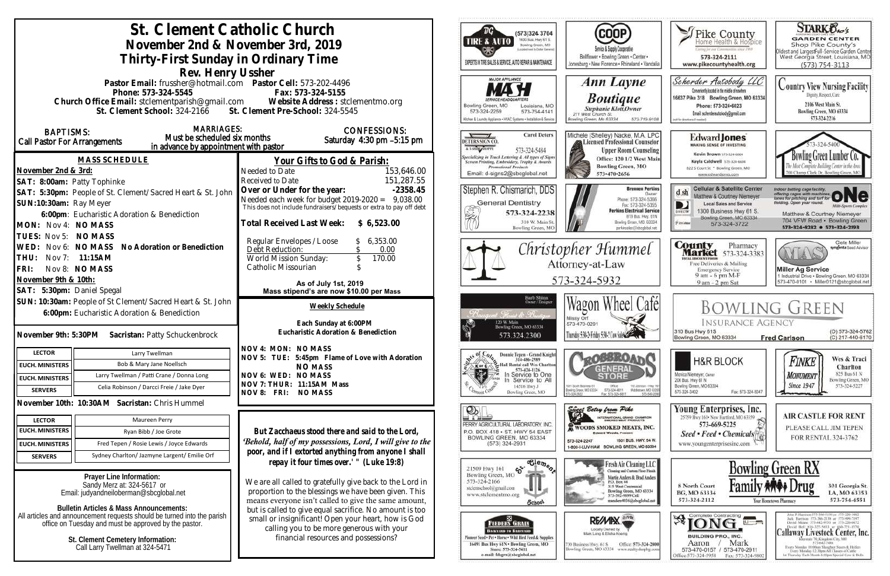# St. Clement Catholic Church

## November 2nd & November 3rd, 2019

## Thirty-First Sunday in Ordinary Time

### Rev. Henry Ussher

Pastor Email: frussher@hotmail.com Pastor Cell: 573-202-4496
Phone: 573-324-5545 Fax: 573-324-5155
Church Office Email: stclementparish@gmail.com Website Address : stclementmo.org
St. Clement School: 324-2166 St. Clement Pre-School: 324-5545

**BAPTISMS:** Call Pastor For Arrangements

**MARRIAGES:** Must be scheduled six months in advance by appointment with pastor

**CONFESSIONS:** Saturday 4:30 pm –5:15 pm

### MASS SCHEDULE

**November 2nd & 3rd:**
**SAT: 8:00am:** Patty Tophinke
**SAT: 5:30pm:** People of St. Clement/Sacred Heart & St. John
**SUN:10:30am:** Ray Meyer
**6:00pm**: Eucharistic Adoration & Benediction
**MON:** Nov 4: **NO MASS**
**TUES:** Nov 5: **NO MASS**
**WED:** Nov 6: **NO MASS No Adoration or Benediction**
**THU:** Nov 7: **11:15AM**
**FRI:** Nov 8: **NO MASS**
**November 9th & 10th:**
**SAT: 5:30pm:** Daniel Spegal
**SUN: 10:30am:** People of St Clement/Sacred Heart & St. John
**6:00pm:** Eucharistic Adoration & Benediction

**November 9th: 5:30PM Sacristan:** Patty Schuckenbrock

| LECTOR | Larry Twellman |
|---|---|
| EUCH. MINISTERS | Bob & Mary Jane Noellsch |
| EUCH. MINISTERS | Larry Twellman / Patti Crane / Donna Long |
| SERVERS | Celia Robinson / Darcci Freie / Jake Dyer |

**November 10th: 10:30AM Sacristan:** Chris Hummel

| LECTOR | Maureen Perry |
|---|---|
| EUCH. MINISTERS | Ryan Bibb / Joe Grote |
| EUCH. MINISTERS | Fred Tepen / Rosie Lewis / Joyce Edwards |
| SERVERS | Sydney Charlton/ Jazmyne Largent/ Emilie Orf |

**Prayer Line Information:**
Sandy Merz at: 324-5617 or
Email: judyandneiloberman@sbcglobal.net

**Bulletin Articles & Mass Announcements:**
All articles and announcement requests should be turned into the parish office on Tuesday and must be approved by the pastor.

**St. Clement Cemetery Information:**
Call Larry Twellman at 324-5471

### Your Gifts to God & Parish:

| | |
|---|---|
| Needed to Date | 153,646.00 |
| Received to Date | 151,287.55 |
| **Over or Under for the year:** | **-2358.45** |
| Needed each week for budget 2019-2020 = | 9,038.00 |

This does not include fundraisers/bequests or extra to pay off debt

**Total Received Last Week: $ 6,523.00**

| | |
|---|---|
| Regular Envelopes / Loose | $ 6,353.00 |
| Debt Reduction: | $ 0.00 |
| World Mission Sunday: | $ 170.00 |
| Catholic Missourian | $ |

**As of July 1st, 2019**
**Mass stipend's are now $10.00 per Mass**

**Weekly Schedule**

**Each Sunday at 6:00PM**
**Eucharistic Adoration & Benediction**

**NOV 4: MON: NO MASS**
**NOV 5: TUE: 5:45pm Flame of Love with Adoration**
**NO MASS**
**NOV 6: WED: NO MASS**
**NOV 7: THUR: 11:15AM Mass**
**NOV 8: FRI: NO MASS**

*But Zacchaeus stood there and said to the Lord, 'Behold, half of my possessions, Lord, I will give to the poor, and if I extorted anything from anyone I shall repay it four times over.' " (Luke 19:8)*

We are all called to gratefully give back to the Lord in proportion to the blessings we have been given. This means everyone isn't called to give the same amount, but is called to give equal sacrifice. No amount is too small or insignificant! Open your heart, how is God calling you to be more generous with your financial resources and possessions?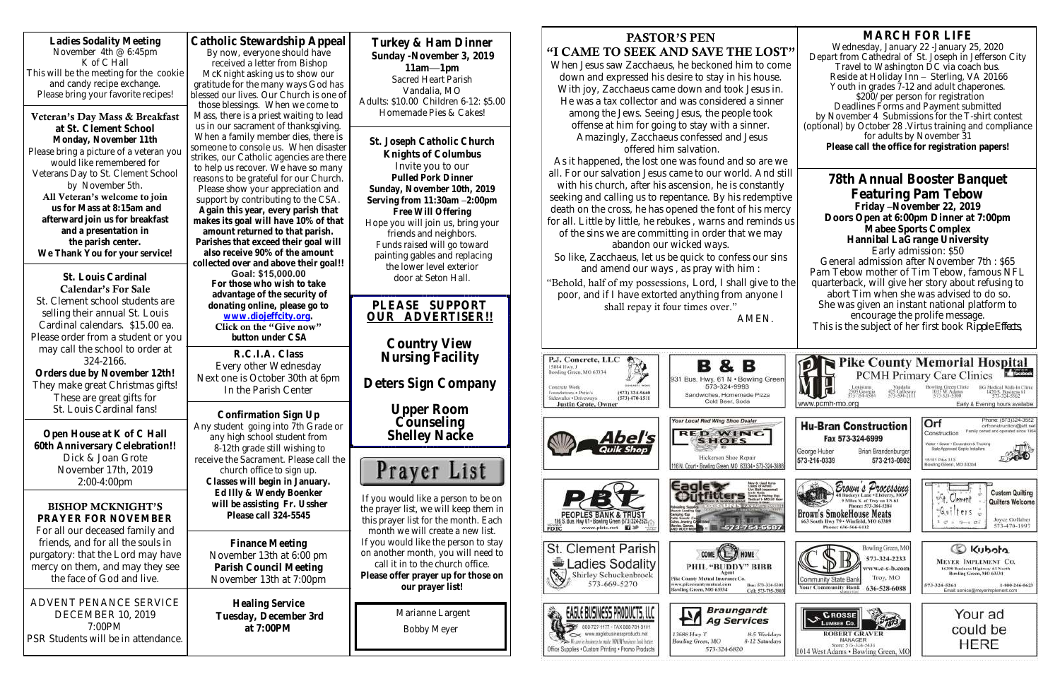**Ladies Sodality Meeting**
November 4th @ 6:45pm
K of C Hall
This will be the meeting for the cookie and candy recipe exchange. Please bring your favorite recipes!

**Veteran's Day Mass & Breakfast at St. Clement School**
**Monday, November 11th**
Please bring a picture of a veteran you would like remembered for Veterans Day to St. Clement School by November 5th.
**All Veteran's welcome to join us for Mass at 8:15am and afterward join us for breakfast and a presentation in the parish center.**
**We Thank You for your service!**

**St. Louis Cardinal Calendar's For Sale**
St. Clement school students are selling their annual St. Louis Cardinal calendars. $15.00 ea. Please order from a student or you may call the school to order at 324-2166.
**Orders due by November 12th!**
They make great Christmas gifts! These are great gifts for St. Louis Cardinal fans!

**Open House at K of C Hall**
**60th Anniversary Celebration!!**
Dick & Joan Grote
November 17th, 2019
2:00-4:00pm

**BISHOP MCKNIGHT'S PRAYER FOR NOVEMBER**
For all our deceased family and friends, and for all the souls in purgatory: that the Lord may have mercy on them, and may they see the face of God and live.

ADVENT PENANCE SERVICE
DECEMBER 10, 2019
7:00PM
PSR Students will be in attendance.

**Catholic Stewardship Appeal**
By now, everyone should have received a letter from Bishop McKnight asking us to show our gratitude for the many ways God has blessed our lives. Our Church is one of those blessings. When we come to Mass, there is a priest waiting to lead us in our sacrament of thanksgiving. When a family member dies, there is someone to console us. When disaster strikes, our Catholic agencies are there to help us recover. We have so many reasons to be grateful for our Church. Please show your appreciation and support by contributing to the CSA. **Again this year, every parish that makes its goal will have 10% of that amount returned to that parish. Parishes that exceed their goal will also receive 90% of the amount collected over and above their goal!!**
**Goal: $15,000.00**
**For those who wish to take advantage of the security of donating online, please go to www.diojeffcity.org. Click on the "Give now" button under CSA**

**R.C.I.A. Class**
Every other Wednesday
Next one is October 30th at 6pm
In the Parish Center

**Confirmation Sign Up**
Any student going into 7th Grade or any high school student from 8-12th grade still wishing to receive the Sacrament. Please call the church office to sign up.
**Classes will begin in January. Ed Illy & Wendy Boenker will be assisting Fr. Ussher**
**Please call 324-5545**

**Finance Meeting**
November 13th at 6:00 pm
**Parish Council Meeting**
November 13th at 7:00pm

**Healing Service**
**Tuesday, December 3rd at 7:00PM**

**Turkey & Ham Dinner**
**Sunday -November 3, 2019**
**11am—1pm**
Sacred Heart Parish
Vandalia, MO
Adults: $10.00 Children 6-12: $5.00
Homemade Pies & Cakes!

**St. Joseph Catholic Church Knights of Columbus**
Invite you to our
**Pulled Pork Dinner**
**Sunday, November 10th, 2019**
**Serving from 11:30am –2:00pm**
**Free Will Offering**
Hope you will join us, bring your friends and neighbors.
Funds raised will go toward painting gables and replacing the lower level exterior door at Seton Hall.

**PLEASE SUPPORT OUR ADVERTISER!!**

**Country View Nursing Facility**

**Deters Sign Company**

**Upper Room Counseling**
**Shelley Nacke**

# Prayer List

If you would like a person to be on the prayer list, we will keep them in this prayer list for the month. Each month we will create a new list. If you would like the person to stay on another month, you will need to call it in to the church office.
**Please offer prayer up for those on our prayer list!**

Marianne Largent
Bobby Meyer

## PASTOR'S PEN
## "I CAME TO SEEK AND SAVE THE LOST"

When Jesus saw Zacchaeus, he beckoned him to come down and expressed his desire to stay in his house. With joy, Zacchaeus came down and took Jesus in. He was a tax collector and was considered a sinner among the Jews. Seeing Jesus, the people took offense at him for going to stay with a sinner. Amazingly, Zacchaeus confessed and Jesus offered him salvation.

As it happened, the lost one was found and so are we all. For our salvation Jesus came to our world. And still with his church, after his ascension, he is constantly seeking and calling us to repentance. By his redemptive death on the cross, he has opened the font of his mercy for all. Little by little, he rebukes , warns and reminds us of the sins we are committing in order that we may abandon our wicked ways.

So like, Zacchaeus, let us be quick to confess our sins and amend our ways , as pray with him :

"Behold, half of my possessions, Lord, I shall give to the poor, and if I have extorted anything from anyone I shall repay it four times over."

AMEN.

## MARCH FOR LIFE

Wednesday, January 22 -January 25, 2020
Depart from Cathedral of St. Joseph in Jefferson City
Travel to Washington DC via coach bus.
Reside at Holiday Inn – Sterling, VA 20166
Youth in grades 7-12 and adult chaperones.
$200/per person for registration
Deadlines Forms and Payment submitted by November 4 Submissions for the T-shirt contest (optional) by October 28 .Virtus training and compliance for adults by November 31
**Please call the office for registration papers!**

## 78th Annual Booster Banquet Featuring Pam Tebow

**Friday –November 22, 2019**
**Doors Open at 6:00pm Dinner at 7:00pm**
**Mabee Sports Complex**
**Hannibal LaGrange University**
Early admission: $50
General admission after November 7th : $65
Pam Tebow mother of Tim Tebow, famous NFL quarterback, will give her story about refusing to abort Tim when she was advised to do so. She was given an instant national platform to encourage the prolife message.
This is the subject of her first book *Ripple Effects*,

P.J. Concrete, LLC
15084 Hwy. J
Bowling Green, MO 63334
Concrete Work · Foundations · Patio's · Sidewalks · Driveways
(573) 324-5660
(573) 470-1511
Justin Grote, Owner

B & B
931 Bus. Hwy. 61 N • Bowling Green
573-324-9993
Sandwiches, Homemade Pizza
Cold Beer, Soda

Pike County Memorial Hospital
PCMH Primary Care Clinics
Louisiana 2305 Georgia 573-754-4584 · Vandalia 425 Calloway 573-594-2111 · Bowling Green Clinic 1015 W. Adams 573-324-5380 · BG Medical Walk-In Clinic 1420 S. Business 61 573-324-5562
www.pcmh-mo.org
Early & Evening hours available

Abel's Quik Shop

Your Local Red Wing Shoe Dealer
RED WING SHOES
Hickerson Shoe Repair
116 N. Court • Bowling Green, MO 63334 • 573-324-3688

Hu-Bran Construction
Fax 573-324-6999
George Huber 573-216-0339
Brian Brandenburger 573-213-0802

Orf Construction
Phone: (573)324-3552
orfconstruction@att.net
Family owned and operated since 1954
Water • Sewer • Excavation & Trucking
State Approved Septic Installers
15191 Pike 313
Bowling Green, MO 63334

PBT
PEOPLES BANK & TRUST
116 S. Bus. Hwy 61 • Bowling Green (573) 324-2525
www.pbtc.net
MEMBER FDIC

Eagle Outfitters
573-754-6687

Brown's Processing
48 Buckeye Lane • Elsberry, MO
9 Miles N. of Troy on US 61
Phone: 573-384-5284
Brown's SmokeHouse Meats
663 South Hwy 79 • Winfield, MO 63389
Phone: 636-566-6112

St. Clement Quilters
Custom Quilting
Quilters Welcome
Joyce Gollaher
573-470-1997

St. Clement Parish Ladies Sodality
Shirley Schuckenbrock
573-669-5270

COME HOME
PHIL "BUDDY" BIBB
Agent
Pike County Mutual Insurance Co.
www.pikecountymutual.com
Bowling Green, MO 63334
Bus: 573-324-5101
Cell: 573-795-3803

CSB
Community State Bank
Your Community Bank
Bowling Green, MO
573-324-2233
www.c-s-b.com
Troy, MO
636-528-6088

Kubota
MEYER IMPLEMENT CO.
16398 Business Highway 61 North
Bowling Green, MO 63334
573-324-5261
1-800-246-0623
Email: service@meyerimplement.com

EAGLE BUSINESS PRODUCTS, LLC
800-727-1177 • FAX 888-781-3101
www.eaglebusinessproducts.net
Office Supplies • Custom Printing • Promo Products

Braungardt Ag Services
13688 Hwy Y
Bowling Green, MO
573-324-6820
8-5 Weekdays
8-12 Saturdays

CROSSE LUMBER CO.
ROBERT GRAVER
MANAGER
Store: 573-324-5431
1014 West Adams • Bowling Green, MO

Your ad could be HERE